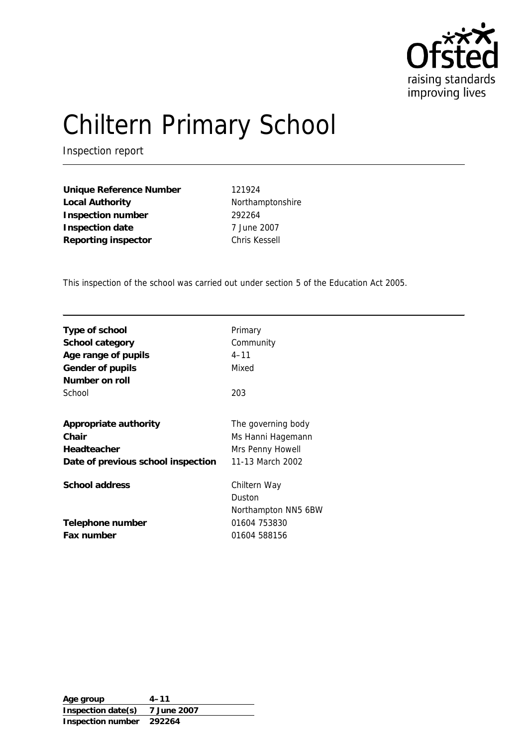Ofsted
raising standards
improving lives

# Chiltern Primary School

Inspection report

| | |
|---|---|
| **Unique Reference Number** | 121924 |
| **Local Authority** | Northamptonshire |
| **Inspection number** | 292264 |
| **Inspection date** | 7 June 2007 |
| **Reporting inspector** | Chris Kessell |

This inspection of the school was carried out under section 5 of the Education Act 2005.

| | |
|---|---|
| **Type of school** | Primary |
| **School category** | Community |
| **Age range of pupils** | 4–11 |
| **Gender of pupils** | Mixed |
| **Number on roll** | |
| School | 203 |
| | |
| **Appropriate authority** | The governing body |
| **Chair** | Ms Hanni Hagemann |
| **Headteacher** | Mrs Penny Howell |
| **Date of previous school inspection** | 11-13 March 2002 |
| | |
| **School address** | Chiltern Way<br>Duston<br>Northampton NN5 6BW |
| **Telephone number** | 01604 753830 |
| **Fax number** | 01604 588156 |

| | |
|---|---|
| **Age group** | **4–11** |
| **Inspection date(s)** | **7 June 2007** |
| **Inspection number** | **292264** |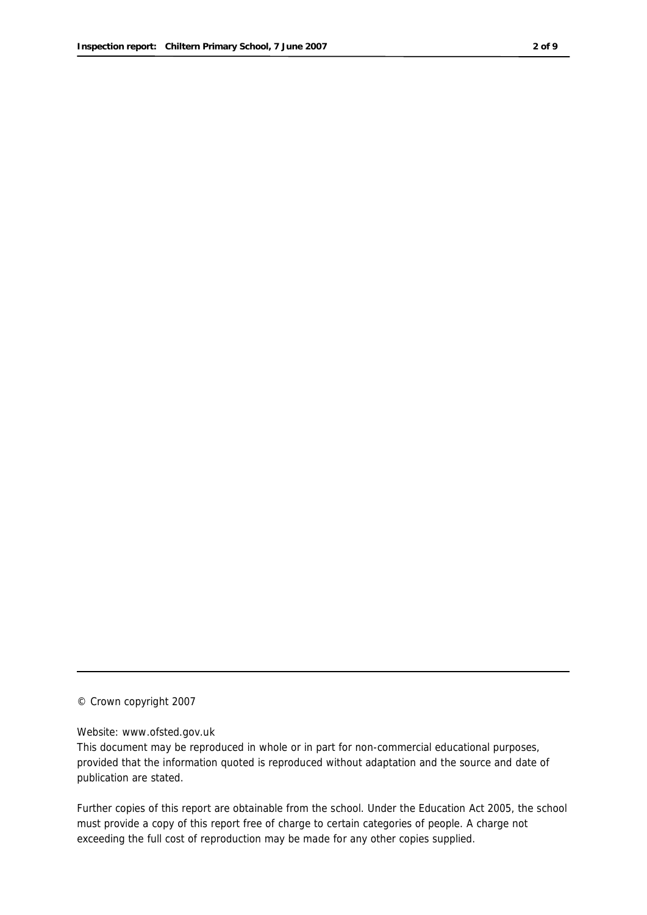© Crown copyright 2007

Website: www.ofsted.gov.uk

This document may be reproduced in whole or in part for non-commercial educational purposes, provided that the information quoted is reproduced without adaptation and the source and date of publication are stated.

Further copies of this report are obtainable from the school. Under the Education Act 2005, the school must provide a copy of this report free of charge to certain categories of people. A charge not exceeding the full cost of reproduction may be made for any other copies supplied.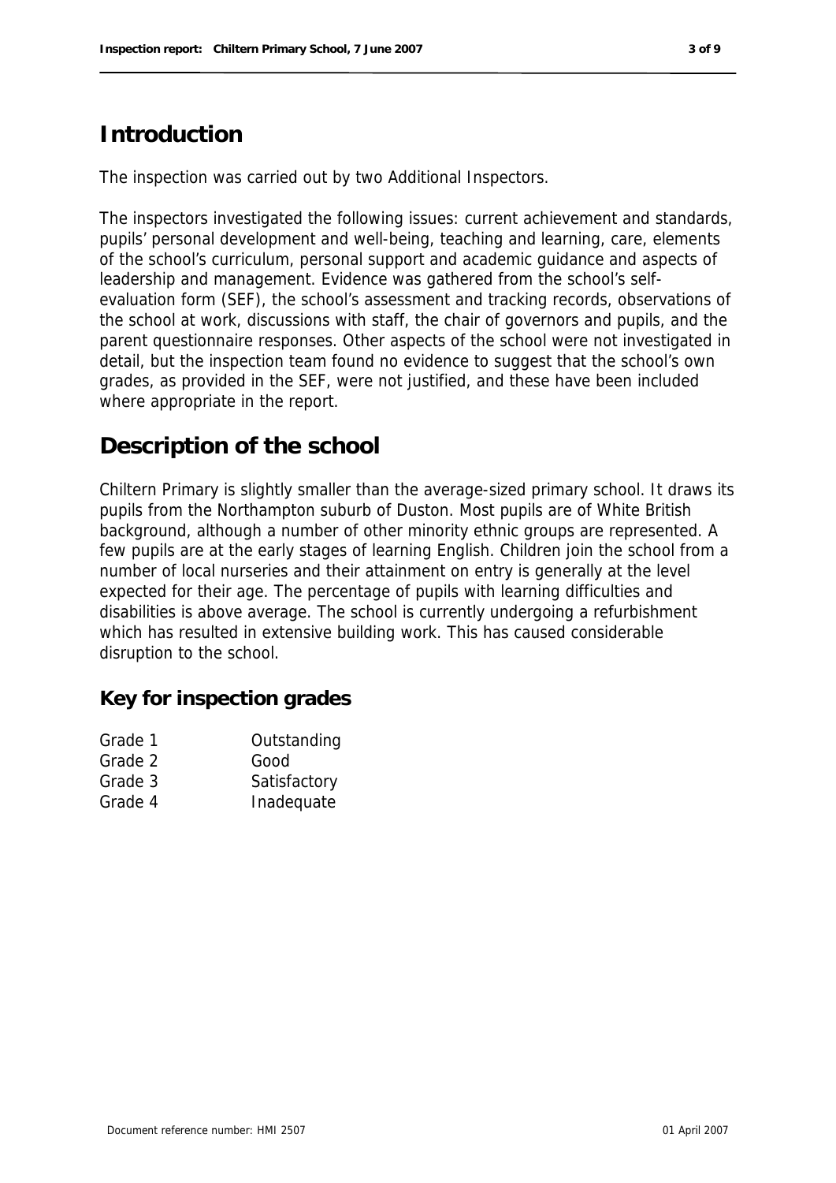## Introduction

The inspection was carried out by two Additional Inspectors.

The inspectors investigated the following issues: current achievement and standards, pupils' personal development and well-being, teaching and learning, care, elements of the school's curriculum, personal support and academic guidance and aspects of leadership and management. Evidence was gathered from the school's self-evaluation form (SEF), the school's assessment and tracking records, observations of the school at work, discussions with staff, the chair of governors and pupils, and the parent questionnaire responses. Other aspects of the school were not investigated in detail, but the inspection team found no evidence to suggest that the school's own grades, as provided in the SEF, were not justified, and these have been included where appropriate in the report.

## Description of the school

Chiltern Primary is slightly smaller than the average-sized primary school. It draws its pupils from the Northampton suburb of Duston. Most pupils are of White British background, although a number of other minority ethnic groups are represented. A few pupils are at the early stages of learning English. Children join the school from a number of local nurseries and their attainment on entry is generally at the level expected for their age. The percentage of pupils with learning difficulties and disabilities is above average. The school is currently undergoing a refurbishment which has resulted in extensive building work. This has caused considerable disruption to the school.

### Key for inspection grades

| | |
|---|---|
| Grade 1 | Outstanding |
| Grade 2 | Good |
| Grade 3 | Satisfactory |
| Grade 4 | Inadequate |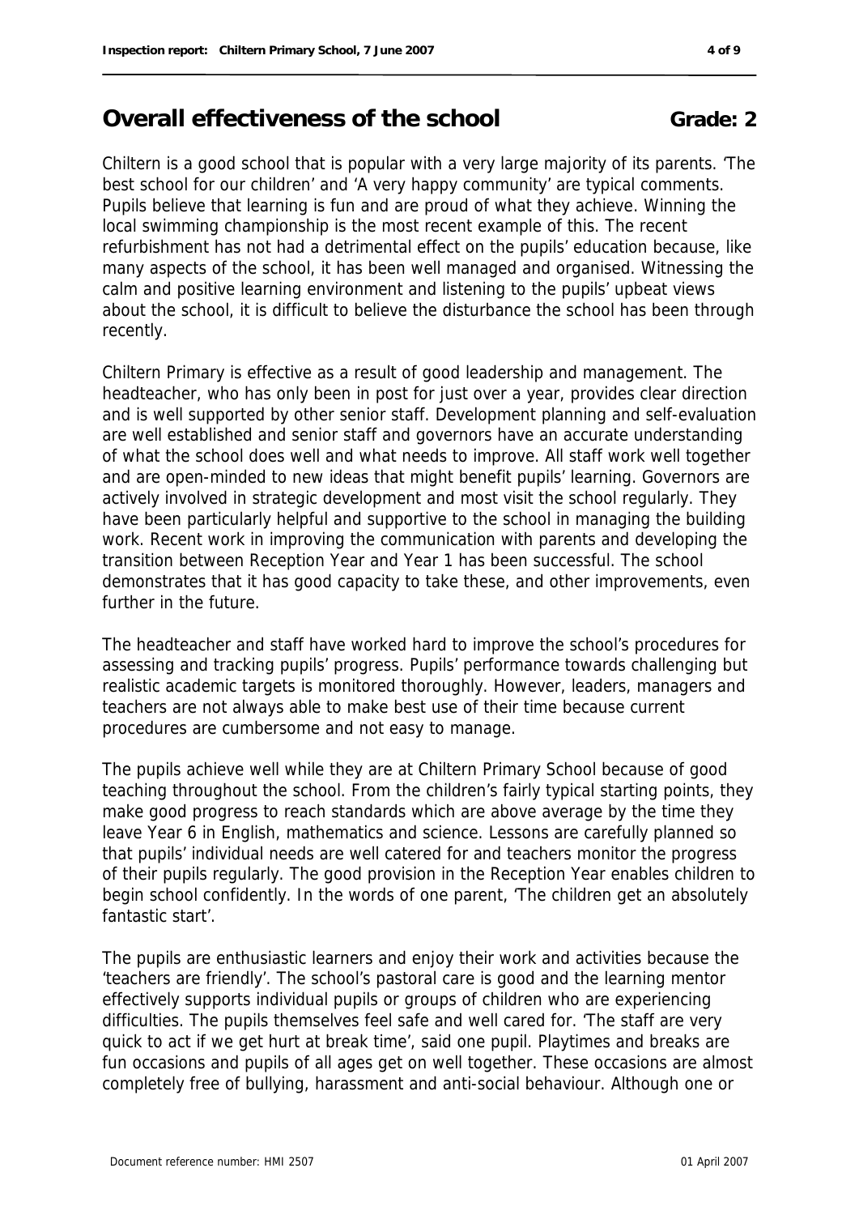## Overall effectiveness of the school Grade: 2

Chiltern is a good school that is popular with a very large majority of its parents. 'The best school for our children' and 'A very happy community' are typical comments. Pupils believe that learning is fun and are proud of what they achieve. Winning the local swimming championship is the most recent example of this. The recent refurbishment has not had a detrimental effect on the pupils' education because, like many aspects of the school, it has been well managed and organised. Witnessing the calm and positive learning environment and listening to the pupils' upbeat views about the school, it is difficult to believe the disturbance the school has been through recently.

Chiltern Primary is effective as a result of good leadership and management. The headteacher, who has only been in post for just over a year, provides clear direction and is well supported by other senior staff. Development planning and self-evaluation are well established and senior staff and governors have an accurate understanding of what the school does well and what needs to improve. All staff work well together and are open-minded to new ideas that might benefit pupils' learning. Governors are actively involved in strategic development and most visit the school regularly. They have been particularly helpful and supportive to the school in managing the building work. Recent work in improving the communication with parents and developing the transition between Reception Year and Year 1 has been successful. The school demonstrates that it has good capacity to take these, and other improvements, even further in the future.

The headteacher and staff have worked hard to improve the school's procedures for assessing and tracking pupils' progress. Pupils' performance towards challenging but realistic academic targets is monitored thoroughly. However, leaders, managers and teachers are not always able to make best use of their time because current procedures are cumbersome and not easy to manage.

The pupils achieve well while they are at Chiltern Primary School because of good teaching throughout the school. From the children's fairly typical starting points, they make good progress to reach standards which are above average by the time they leave Year 6 in English, mathematics and science. Lessons are carefully planned so that pupils' individual needs are well catered for and teachers monitor the progress of their pupils regularly. The good provision in the Reception Year enables children to begin school confidently. In the words of one parent, 'The children get an absolutely fantastic start'.

The pupils are enthusiastic learners and enjoy their work and activities because the 'teachers are friendly'. The school's pastoral care is good and the learning mentor effectively supports individual pupils or groups of children who are experiencing difficulties. The pupils themselves feel safe and well cared for. 'The staff are very quick to act if we get hurt at break time', said one pupil. Playtimes and breaks are fun occasions and pupils of all ages get on well together. These occasions are almost completely free of bullying, harassment and anti-social behaviour. Although one or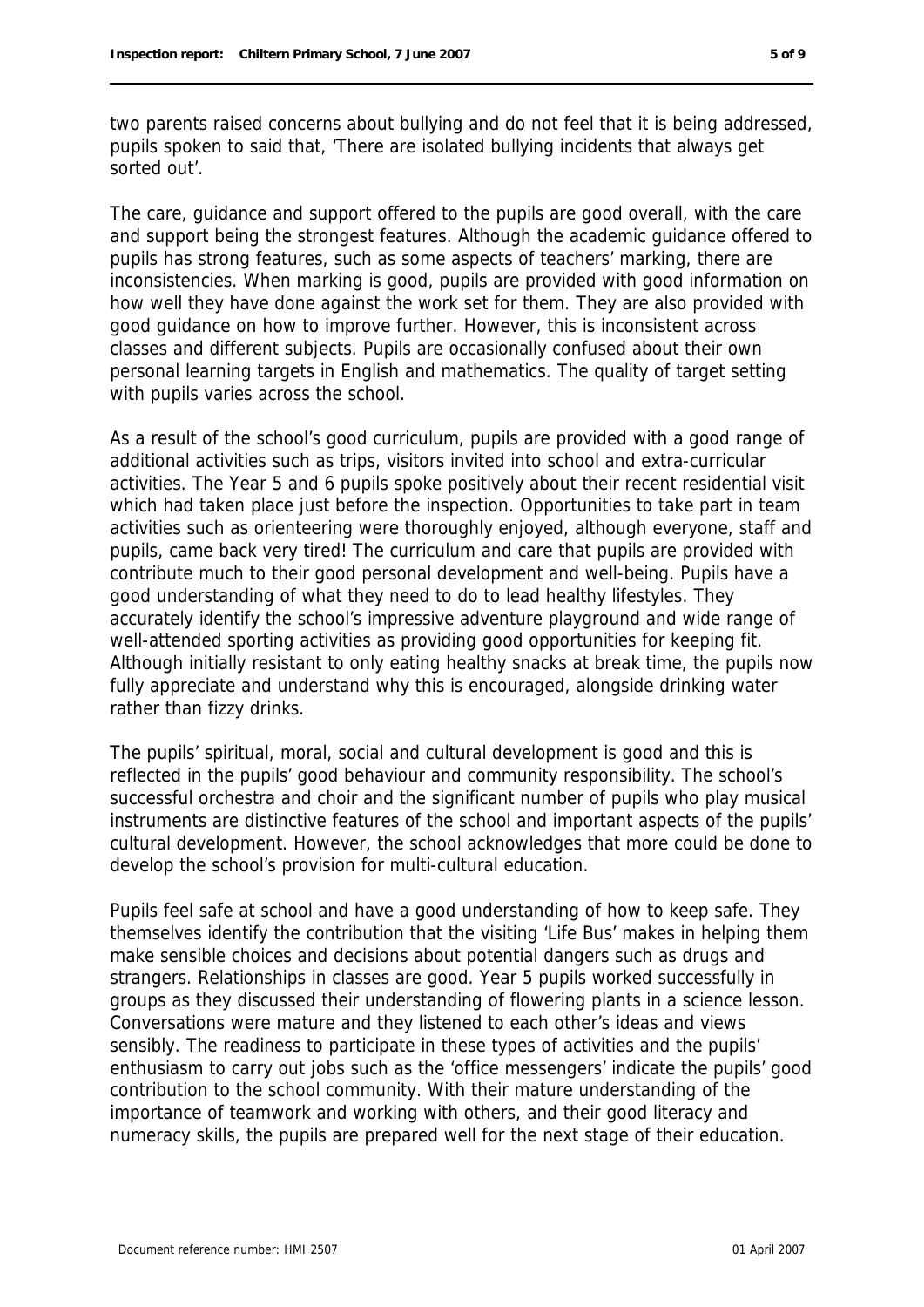two parents raised concerns about bullying and do not feel that it is being addressed, pupils spoken to said that, 'There are isolated bullying incidents that always get sorted out'.

The care, guidance and support offered to the pupils are good overall, with the care and support being the strongest features. Although the academic guidance offered to pupils has strong features, such as some aspects of teachers' marking, there are inconsistencies. When marking is good, pupils are provided with good information on how well they have done against the work set for them. They are also provided with good guidance on how to improve further. However, this is inconsistent across classes and different subjects. Pupils are occasionally confused about their own personal learning targets in English and mathematics. The quality of target setting with pupils varies across the school.

As a result of the school's good curriculum, pupils are provided with a good range of additional activities such as trips, visitors invited into school and extra-curricular activities. The Year 5 and 6 pupils spoke positively about their recent residential visit which had taken place just before the inspection. Opportunities to take part in team activities such as orienteering were thoroughly enjoyed, although everyone, staff and pupils, came back very tired! The curriculum and care that pupils are provided with contribute much to their good personal development and well-being. Pupils have a good understanding of what they need to do to lead healthy lifestyles. They accurately identify the school's impressive adventure playground and wide range of well-attended sporting activities as providing good opportunities for keeping fit. Although initially resistant to only eating healthy snacks at break time, the pupils now fully appreciate and understand why this is encouraged, alongside drinking water rather than fizzy drinks.

The pupils' spiritual, moral, social and cultural development is good and this is reflected in the pupils' good behaviour and community responsibility. The school's successful orchestra and choir and the significant number of pupils who play musical instruments are distinctive features of the school and important aspects of the pupils' cultural development. However, the school acknowledges that more could be done to develop the school's provision for multi-cultural education.

Pupils feel safe at school and have a good understanding of how to keep safe. They themselves identify the contribution that the visiting 'Life Bus' makes in helping them make sensible choices and decisions about potential dangers such as drugs and strangers. Relationships in classes are good. Year 5 pupils worked successfully in groups as they discussed their understanding of flowering plants in a science lesson. Conversations were mature and they listened to each other's ideas and views sensibly. The readiness to participate in these types of activities and the pupils' enthusiasm to carry out jobs such as the 'office messengers' indicate the pupils' good contribution to the school community. With their mature understanding of the importance of teamwork and working with others, and their good literacy and numeracy skills, the pupils are prepared well for the next stage of their education.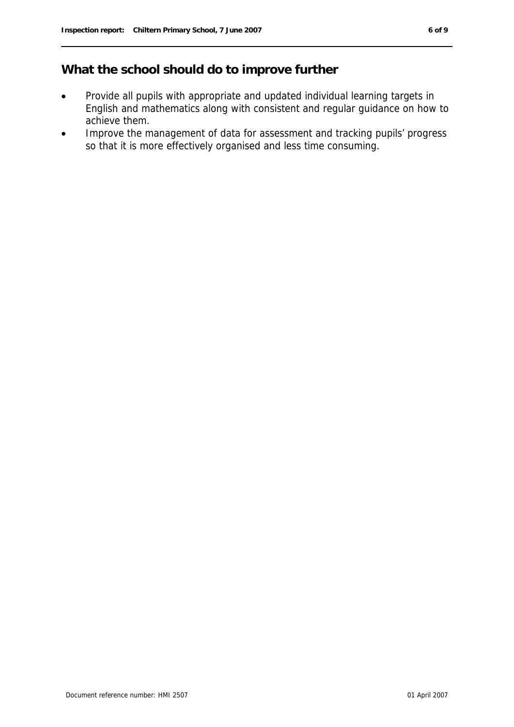## What the school should do to improve further

- Provide all pupils with appropriate and updated individual learning targets in English and mathematics along with consistent and regular guidance on how to achieve them.
- Improve the management of data for assessment and tracking pupils' progress so that it is more effectively organised and less time consuming.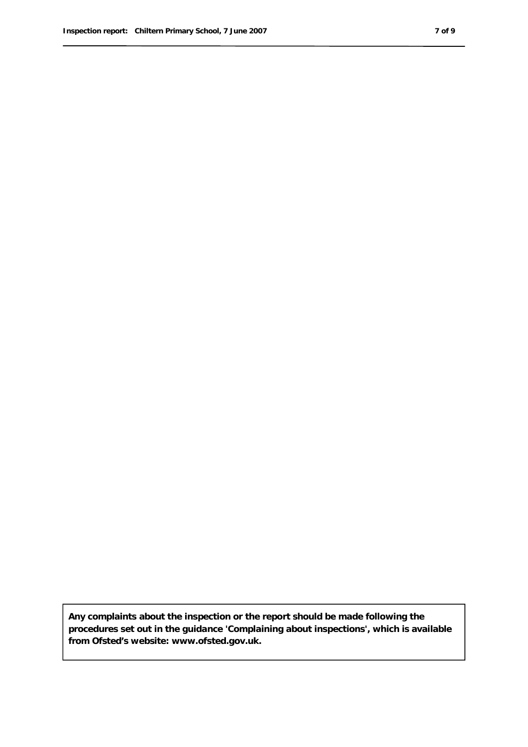**Any complaints about the inspection or the report should be made following the procedures set out in the guidance 'Complaining about inspections', which is available from Ofsted's website: www.ofsted.gov.uk.**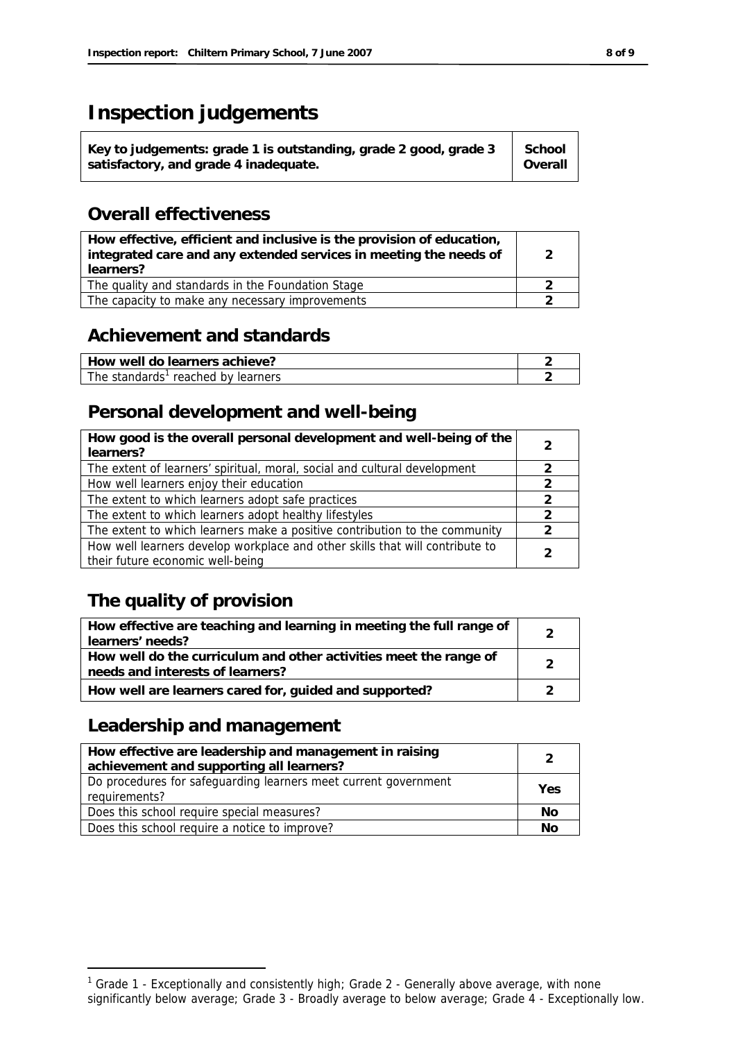# Inspection judgements

| Key to judgements: grade 1 is outstanding, grade 2 good, grade 3 satisfactory, and grade 4 inadequate. | School Overall |
|---|---|

## Overall effectiveness

| **How effective, efficient and inclusive is the provision of education, integrated care and any extended services in meeting the needs of learners?** | 2 |
|---|---|
| The quality and standards in the Foundation Stage | 2 |
| The capacity to make any necessary improvements | 2 |

## Achievement and standards

| **How well do learners achieve?** | 2 |
|---|---|
| The standards[1] reached by learners | 2 |

## Personal development and well-being

| **How good is the overall personal development and well-being of the learners?** | 2 |
|---|---|
| The extent of learners' spiritual, moral, social and cultural development | 2 |
| How well learners enjoy their education | 2 |
| The extent to which learners adopt safe practices | 2 |
| The extent to which learners adopt healthy lifestyles | 2 |
| The extent to which learners make a positive contribution to the community | 2 |
| How well learners develop workplace and other skills that will contribute to their future economic well-being | 2 |

## The quality of provision

| **How effective are teaching and learning in meeting the full range of learners' needs?** | 2 |
|---|---|
| **How well do the curriculum and other activities meet the range of needs and interests of learners?** | 2 |
| **How well are learners cared for, guided and supported?** | 2 |

## Leadership and management

| **How effective are leadership and management in raising achievement and supporting all learners?** | 2 |
|---|---|
| Do procedures for safeguarding learners meet current government requirements? | Yes |
| Does this school require special measures? | No |
| Does this school require a notice to improve? | No |

[1] Grade 1 - Exceptionally and consistently high; Grade 2 - Generally above average, with none significantly below average; Grade 3 - Broadly average to below average; Grade 4 - Exceptionally low.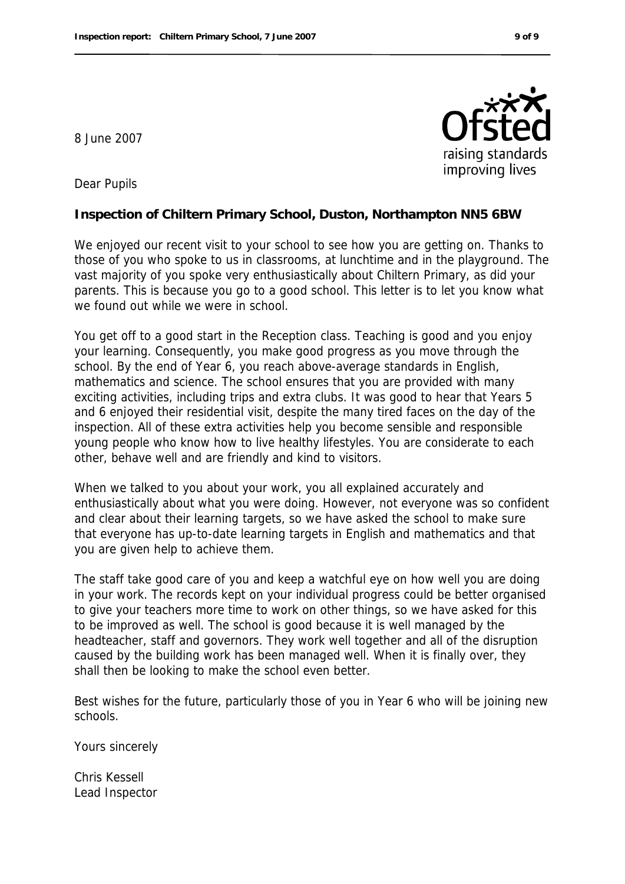8 June 2007

Dear Pupils

**Inspection of Chiltern Primary School, Duston, Northampton NN5 6BW**

We enjoyed our recent visit to your school to see how you are getting on. Thanks to those of you who spoke to us in classrooms, at lunchtime and in the playground. The vast majority of you spoke very enthusiastically about Chiltern Primary, as did your parents. This is because you go to a good school. This letter is to let you know what we found out while we were in school.

You get off to a good start in the Reception class. Teaching is good and you enjoy your learning. Consequently, you make good progress as you move through the school. By the end of Year 6, you reach above-average standards in English, mathematics and science. The school ensures that you are provided with many exciting activities, including trips and extra clubs. It was good to hear that Years 5 and 6 enjoyed their residential visit, despite the many tired faces on the day of the inspection. All of these extra activities help you become sensible and responsible young people who know how to live healthy lifestyles. You are considerate to each other, behave well and are friendly and kind to visitors.

When we talked to you about your work, you all explained accurately and enthusiastically about what you were doing. However, not everyone was so confident and clear about their learning targets, so we have asked the school to make sure that everyone has up-to-date learning targets in English and mathematics and that you are given help to achieve them.

The staff take good care of you and keep a watchful eye on how well you are doing in your work. The records kept on your individual progress could be better organised to give your teachers more time to work on other things, so we have asked for this to be improved as well. The school is good because it is well managed by the headteacher, staff and governors. They work well together and all of the disruption caused by the building work has been managed well. When it is finally over, they shall then be looking to make the school even better.

Best wishes for the future, particularly those of you in Year 6 who will be joining new schools.

Yours sincerely

Chris Kessell
Lead Inspector